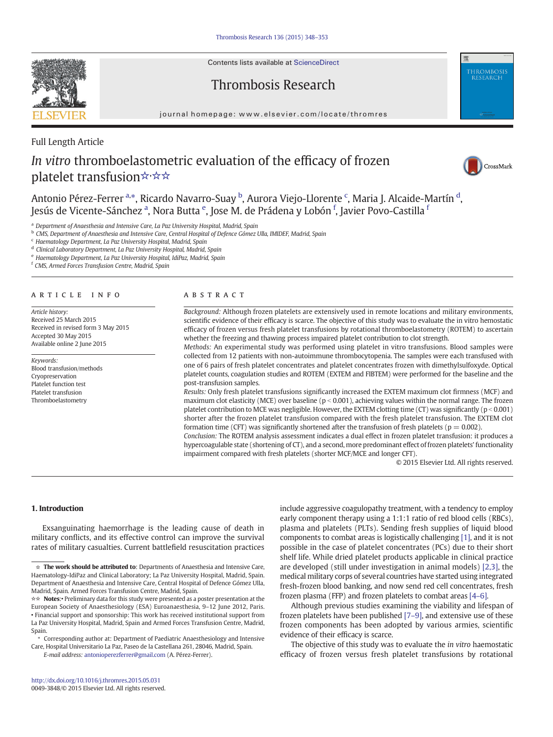Full Length Article

# *In vitro* thromboelastometric evaluation of the efficacy of frozen platelet transfusion☆,☆☆

Antonio Pérez-Ferrer [a,]*, Ricardo Navarro-Suay [b], Aurora Viejo-Llorente [c], Maria J. Alcaide-Martín [d], Jesús de Vicente-Sánchez [a], Nora Butta [e], Jose M. de Prádena y Lobón [f], Javier Povo-Castilla [f]

[a] Department of Anaesthesia and Intensive Care, La Paz University Hospital, Madrid, Spain
[b] CMS, Department of Anaesthesia and Intensive Care, Central Hospital of Defence Gómez Ulla, IMIDEF, Madrid, Spain
[c] Haematology Department, La Paz University Hospital, Madrid, Spain
[d] Clinical Laboratory Department, La Paz University Hospital, Madrid, Spain
[e] Haematology Department, La Paz University Hospital, IdiPaz, Madrid, Spain
[f] CMS, Armed Forces Transfusion Centre, Madrid, Spain

## ARTICLE INFO

*Article history:*
Received 25 March 2015
Received in revised form 3 May 2015
Accepted 30 May 2015
Available online 2 June 2015

*Keywords:*
Blood transfusion/methods
Cryopreservation
Platelet function test
Platelet transfusion
Thromboelastometry

## ABSTRACT

*Background:* Although frozen platelets are extensively used in remote locations and military environments, scientific evidence of their efficacy is scarce. The objective of this study was to evaluate the in vitro hemostatic efficacy of frozen versus fresh platelet transfusions by rotational thromboelastometry (ROTEM) to ascertain whether the freezing and thawing process impaired platelet contribution to clot strength.

*Methods:* An experimental study was performed using platelet in vitro transfusions. Blood samples were collected from 12 patients with non-autoimmune thrombocytopenia. The samples were each transfused with one of 6 pairs of fresh platelet concentrates and platelet concentrates frozen with dimethylsulfoxyde. Optical platelet counts, coagulation studies and ROTEM (EXTEM and FIBTEM) were performed for the baseline and the post-transfusion samples.

*Results:* Only fresh platelet transfusions significantly increased the EXTEM maximum clot firmness (MCF) and maximum clot elasticity (MCE) over baseline ($p < 0.001$), achieving values within the normal range. The frozen platelet contribution to MCE was negligible. However, the EXTEM clotting time (CT) was significantly ($p < 0.001$) shorter after the frozen platelet transfusion compared with the fresh platelet transfusion. The EXTEM clot formation time (CFT) was significantly shortened after the transfusion of fresh platelets ($p = 0.002$).

*Conclusion:* The ROTEM analysis assessment indicates a dual effect in frozen platelet transfusion: it produces a hypercoagulable state (shortening of CT), and a second, more predominant effect of frozen platelets' functionality impairment compared with fresh platelets (shorter MCF/MCE and longer CFT).

© 2015 Elsevier Ltd. All rights reserved.

## 1. Introduction

Exsanguinating haemorrhage is the leading cause of death in military conflicts, and its effective control can improve the survival rates of military casualties. Current battlefield resuscitation practices include aggressive coagulopathy treatment, with a tendency to employ early component therapy using a 1:1:1 ratio of red blood cells (RBCs), plasma and platelets (PLTs). Sending fresh supplies of liquid blood components to combat areas is logistically challenging [1], and it is not possible in the case of platelet concentrates (PCs) due to their short shelf life. While dried platelet products applicable in clinical practice are developed (still under investigation in animal models) [2,3], the medical military corps of several countries have started using integrated fresh-frozen blood banking, and now send red cell concentrates, fresh frozen plasma (FFP) and frozen platelets to combat areas [4–6].

Although previous studies examining the viability and lifespan of frozen platelets have been published [7–9], and extensive use of these frozen components has been adopted by various armies, scientific evidence of their efficacy is scarce.

The objective of this study was to evaluate the *in vitro* haemostatic efficacy of frozen versus fresh platelet transfusions by rotational

---

☆ **The work should be attributed to**: Departments of Anaesthesia and Intensive Care, Haematology-IdiPaz and Clinical Laboratory; La Paz University Hospital, Madrid, Spain. Department of Anaesthesia and Intensive Care, Central Hospital of Defence Gómez Ulla, Madrid, Spain. Armed Forces Transfusion Centre, Madrid, Spain.

☆☆ **Notes**:• Preliminary data for this study were presented as a poster presentation at the European Society of Anaesthesiology (ESA) Euroanaesthesia, 9–12 June 2012, Paris. • Financial support and sponsorship: This work has received institutional support from La Paz University Hospital, Madrid, Spain and Armed Forces Transfusion Centre, Madrid, Spain.

\* Corresponding author at: Department of Paediatric Anaesthesiology and Intensive Care, Hospital Universitario La Paz, Paseo de la Castellana 261, 28046, Madrid, Spain.
*E-mail address:* antonioperezferrer@gmail.com (A. Pérez-Ferrer).

http://dx.doi.org/10.1016/j.thromres.2015.05.031
0049-3848/© 2015 Elsevier Ltd. All rights reserved.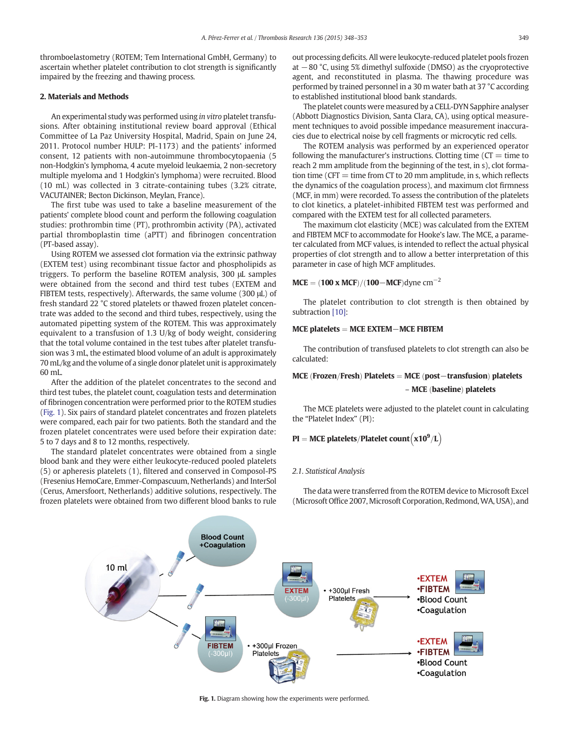thromboelastometry (ROTEM; Tem International GmbH, Germany) to ascertain whether platelet contribution to clot strength is significantly impaired by the freezing and thawing process.

## 2. Materials and Methods

An experimental study was performed using *in vitro* platelet transfusions. After obtaining institutional review board approval (Ethical Committee of La Paz University Hospital, Madrid, Spain on June 24, 2011. Protocol number HULP: PI-1173) and the patients' informed consent, 12 patients with non-autoimmune thrombocytopaenia (5 non-Hodgkin's lymphoma, 4 acute myeloid leukaemia, 2 non-secretory multiple myeloma and 1 Hodgkin's lymphoma) were recruited. Blood (10 mL) was collected in 3 citrate-containing tubes (3.2% citrate, VACUTAINER; Becton Dickinson, Meylan, France).

The first tube was used to take a baseline measurement of the patients' complete blood count and perform the following coagulation studies: prothrombin time (PT), prothrombin activity (PA), activated partial thromboplastin time (aPTT) and fibrinogen concentration (PT-based assay).

Using ROTEM we assessed clot formation via the extrinsic pathway (EXTEM test) using recombinant tissue factor and phospholipids as triggers. To perform the baseline ROTEM analysis, 300 μL samples were obtained from the second and third tubes (EXTEM and FIBTEM tests, respectively). Afterwards, the same volume (300 μL) of fresh standard 22 °C stored platelets or thawed frozen platelet concentrate was added to the second and third tubes, respectively, using the automated pipetting system of the ROTEM. This was approximately equivalent to a transfusion of 1.3 U/kg of body weight, considering that the total volume contained in the test tubes after platelet transfusion was 3 mL, the estimated blood volume of an adult is approximately 70 mL/kg and the volume of a single donor platelet unit is approximately 60 mL.

After the addition of the platelet concentrates to the second and third test tubes, the platelet count, coagulation tests and determination of fibrinogen concentration were performed prior to the ROTEM studies (Fig. 1). Six pairs of standard platelet concentrates and frozen platelets were compared, each pair for two patients. Both the standard and the frozen platelet concentrates were used before their expiration date: 5 to 7 days and 8 to 12 months, respectively.

The standard platelet concentrates were obtained from a single blood bank and they were either leukocyte-reduced pooled platelets (5) or apheresis platelets (1), filtered and conserved in Composol-PS (Fresenius HemoCare, Emmer-Compascuum, Netherlands) and InterSol (Cerus, Amersfoort, Netherlands) additive solutions, respectively. The frozen platelets were obtained from two different blood banks to rule out processing deficits. All were leukocyte-reduced platelet pools frozen at −80 °C, using 5% dimethyl sulfoxide (DMSO) as the cryoprotective agent, and reconstituted in plasma. The thawing procedure was performed by trained personnel in a 30 m water bath at 37 °C according to established institutional blood bank standards.

The platelet counts were measured by a CELL-DYN Sapphire analyser (Abbott Diagnostics Division, Santa Clara, CA), using optical measurement techniques to avoid possible impedance measurement inaccuracies due to electrical noise by cell fragments or microcytic red cells.

The ROTEM analysis was performed by an experienced operator following the manufacturer's instructions. Clotting time (CT = time to reach 2 mm amplitude from the beginning of the test, in s), clot formation time (CFT = time from CT to 20 mm amplitude, in s, which reflects the dynamics of the coagulation process), and maximum clot firmness (MCF, in mm) were recorded. To assess the contribution of the platelets to clot kinetics, a platelet-inhibited FIBTEM test was performed and compared with the EXTEM test for all collected parameters.

The maximum clot elasticity (MCE) was calculated from the EXTEM and FIBTEM MCF to accommodate for Hooke's law. The MCE, a parameter calculated from MCF values, is intended to reflect the actual physical properties of clot strength and to allow a better interpretation of this parameter in case of high MCF amplitudes.

$$\mathbf{MCE} = (\mathbf{100 \; x \; MCF})/(\mathbf{100} - \mathbf{MCF})\text{dyne cm}^{-2}$$

The platelet contribution to clot strength is then obtained by subtraction [10]:

$$\mathbf{MCE\ platelets} = \mathbf{MCE\ EXTEM} - \mathbf{MCE\ FIBTEM}$$

The contribution of transfused platelets to clot strength can also be calculated:

$$\mathbf{MCE\ (Frozen/Fresh)\ Platelets} = \mathbf{MCE\ (post-transfusion)\ platelets} - \mathbf{MCE\ (baseline)\ platelets}$$

The MCE platelets were adjusted to the platelet count in calculating the "Platelet Index" (PI):

$$\mathbf{PI} = \mathbf{MCE\ platelets/Platelet\ count}\left(\mathbf{x10^9/L}\right)$$

### 2.1. Statistical Analysis

The data were transferred from the ROTEM device to Microsoft Excel (Microsoft Office 2007, Microsoft Corporation, Redmond, WA, USA), and

**Fig. 1.** Diagram showing how the experiments were performed.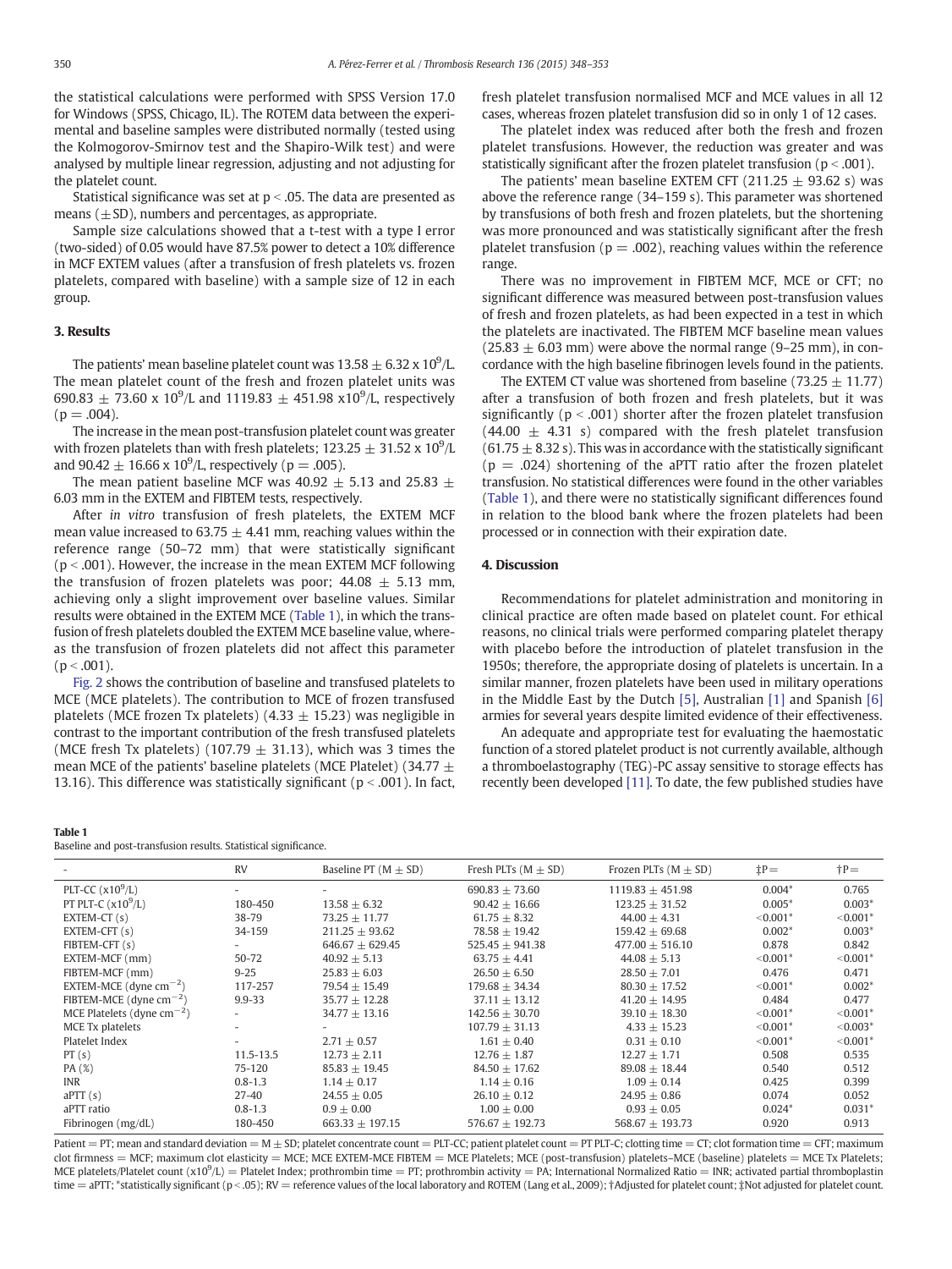the statistical calculations were performed with SPSS Version 17.0 for Windows (SPSS, Chicago, IL). The ROTEM data between the experimental and baseline samples were distributed normally (tested using the Kolmogorov-Smirnov test and the Shapiro-Wilk test) and were analysed by multiple linear regression, adjusting and not adjusting for the platelet count.

Statistical significance was set at $p < .05$. The data are presented as means ($\pm$SD), numbers and percentages, as appropriate.

Sample size calculations showed that a t-test with a type I error (two-sided) of 0.05 would have 87.5% power to detect a 10% difference in MCF EXTEM values (after a transfusion of fresh platelets vs. frozen platelets, compared with baseline) with a sample size of 12 in each group.

## 3. Results

The patients' mean baseline platelet count was $13.58 \pm 6.32 \times 10^9$/L. The mean platelet count of the fresh and frozen platelet units was $690.83 \pm 73.60 \times 10^9$/L and $1119.83 \pm 451.98 \times 10^9$/L, respectively ($p = .004$).

The increase in the mean post-transfusion platelet count was greater with frozen platelets than with fresh platelets; $123.25 \pm 31.52 \times 10^9$/L and $90.42 \pm 16.66 \times 10^9$/L, respectively ($p = .005$).

The mean patient baseline MCF was $40.92 \pm 5.13$ and $25.83 \pm 6.03$ mm in the EXTEM and FIBTEM tests, respectively.

After *in vitro* transfusion of fresh platelets, the EXTEM MCF mean value increased to $63.75 \pm 4.41$ mm, reaching values within the reference range (50–72 mm) that were statistically significant ($p < .001$). However, the increase in the mean EXTEM MCF following the transfusion of frozen platelets was poor; $44.08 \pm 5.13$ mm, achieving only a slight improvement over baseline values. Similar results were obtained in the EXTEM MCE (Table 1), in which the transfusion of fresh platelets doubled the EXTEM MCE baseline value, whereas the transfusion of frozen platelets did not affect this parameter ($p < .001$).

Fig. 2 shows the contribution of baseline and transfused platelets to MCE (MCE platelets). The contribution to MCE of frozen transfused platelets (MCE frozen Tx platelets) ($4.33 \pm 15.23$) was negligible in contrast to the important contribution of the fresh transfused platelets (MCE fresh Tx platelets) ($107.79 \pm 31.13$), which was 3 times the mean MCE of the patients' baseline platelets (MCE Platelet) ($34.77 \pm 13.16$). This difference was statistically significant ($p < .001$). In fact, fresh platelet transfusion normalised MCF and MCE values in all 12 cases, whereas frozen platelet transfusion did so in only 1 of 12 cases.

The platelet index was reduced after both the fresh and frozen platelet transfusions. However, the reduction was greater and was statistically significant after the frozen platelet transfusion ($p < .001$).

The patients' mean baseline EXTEM CFT ($211.25 \pm 93.62$ s) was above the reference range (34–159 s). This parameter was shortened by transfusions of both fresh and frozen platelets, but the shortening was more pronounced and was statistically significant after the fresh platelet transfusion ($p = .002$), reaching values within the reference range.

There was no improvement in FIBTEM MCF, MCE or CFT; no significant difference was measured between post-transfusion values of fresh and frozen platelets, as had been expected in a test in which the platelets are inactivated. The FIBTEM MCF baseline mean values ($25.83 \pm 6.03$ mm) were above the normal range (9–25 mm), in concordance with the high baseline fibrinogen levels found in the patients.

The EXTEM CT value was shortened from baseline ($73.25 \pm 11.77$) after a transfusion of both frozen and fresh platelets, but it was significantly ($p < .001$) shorter after the frozen platelet transfusion ($44.00 \pm 4.31$ s) compared with the fresh platelet transfusion ($61.75 \pm 8.32$ s). This was in accordance with the statistically significant ($p = .024$) shortening of the aPTT ratio after the frozen platelet transfusion. No statistical differences were found in the other variables (Table 1), and there were no statistically significant differences found in relation to the blood bank where the frozen platelets had been processed or in connection with their expiration date.

## 4. Discussion

Recommendations for platelet administration and monitoring in clinical practice are often made based on platelet count. For ethical reasons, no clinical trials were performed comparing platelet therapy with placebo before the introduction of platelet transfusion in the 1950s; therefore, the appropriate dosing of platelets is uncertain. In a similar manner, frozen platelets have been used in military operations in the Middle East by the Dutch [5], Australian [1] and Spanish [6] armies for several years despite limited evidence of their effectiveness.

An adequate and appropriate test for evaluating the haemostatic function of a stored platelet product is not currently available, although a thromboelastography (TEG)-PC assay sensitive to storage effects has recently been developed [11]. To date, the few published studies have

**Table 1**
Baseline and post-transfusion results. Statistical significance.

| - | RV | Baseline PT (M ± SD) | Fresh PLTs (M ± SD) | Frozen PLTs (M ± SD) | ‡P= | †P= |
|---|---|---|---|---|---|---|
| PLT-CC ($\times 10^9$/L) | - | - | 690.83 ± 73.60 | 1119.83 ± 451.98 | 0.004* | 0.765 |
| PT PLT-C ($\times 10^9$/L) | 180-450 | 13.58 ± 6.32 | 90.42 ± 16.66 | 123.25 ± 31.52 | 0.005* | 0.003* |
| EXTEM-CT (s) | 38-79 | 73.25 ± 11.77 | 61.75 ± 8.32 | 44.00 ± 4.31 | <0.001* | <0.001* |
| EXTEM-CFT (s) | 34-159 | 211.25 ± 93.62 | 78.58 ± 19.42 | 159.42 ± 69.68 | 0.002* | 0.003* |
| FIBTEM-CFT (s) | - | 646.67 ± 629.45 | 525.45 ± 941.38 | 477.00 ± 516.10 | 0.878 | 0.842 |
| EXTEM-MCF (mm) | 50-72 | 40.92 ± 5.13 | 63.75 ± 4.41 | 44.08 ± 5.13 | <0.001* | <0.001* |
| FIBTEM-MCF (mm) | 9-25 | 25.83 ± 6.03 | 26.50 ± 6.50 | 28.50 ± 7.01 | 0.476 | 0.471 |
| EXTEM-MCE (dyne $cm^{-2}$) | 117-257 | 79.54 ± 15.49 | 179.68 ± 34.34 | 80.30 ± 17.52 | <0.001* | 0.002* |
| FIBTEM-MCE (dyne $cm^{-2}$) | 9.9-33 | 35.77 ± 12.28 | 37.11 ± 13.12 | 41.20 ± 14.95 | 0.484 | 0.477 |
| MCE Platelets (dyne $cm^{-2}$) | - | 34.77 ± 13.16 | 142.56 ± 30.70 | 39.10 ± 18.30 | <0.001* | <0.001* |
| MCE Tx platelets | - | - | 107.79 ± 31.13 | 4.33 ± 15.23 | <0.001* | <0.003* |
| Platelet Index | - | 2.71 ± 0.57 | 1.61 ± 0.40 | 0.31 ± 0.10 | <0.001* | <0.001* |
| PT (s) | 11.5-13.5 | 12.73 ± 2.11 | 12.76 ± 1.87 | 12.27 ± 1.71 | 0.508 | 0.535 |
| PA (%) | 75-120 | 85.83 ± 19.45 | 84.50 ± 17.62 | 89.08 ± 18.44 | 0.540 | 0.512 |
| INR | 0.8-1.3 | 1.14 ± 0.17 | 1.14 ± 0.16 | 1.09 ± 0.14 | 0.425 | 0.399 |
| aPTT (s) | 27-40 | 24.55 ± 0.05 | 26.10 ± 0.12 | 24.95 ± 0.86 | 0.074 | 0.052 |
| aPTT ratio | 0.8-1.3 | 0.9 ± 0.00 | 1.00 ± 0.00 | 0.93 ± 0.05 | 0.024* | 0.031* |
| Fibrinogen (mg/dL) | 180-450 | 663.33 ± 197.15 | 576.67 ± 192.73 | 568.67 ± 193.73 | 0.920 | 0.913 |

Patient = PT; mean and standard deviation = M ± SD; platelet concentrate count = PLT-CC; patient platelet count = PT PLT-C; clotting time = CT; clot formation time = CFT; maximum clot firmness = MCF; maximum clot elasticity = MCE; MCE EXTEM-MCE FIBTEM = MCE Platelets; MCE (post-transfusion) platelets–MCE (baseline) platelets = MCE Tx Platelets; MCE platelets/Platelet count ($\times 10^9$/L) = Platelet Index; prothrombin time = PT; prothrombin activity = PA; International Normalized Ratio = INR; activated partial thromboplastin time = aPTT; *statistically significant ($p < .05$); RV = reference values of the local laboratory and ROTEM (Lang et al., 2009); †Adjusted for platelet count; ‡Not adjusted for platelet count.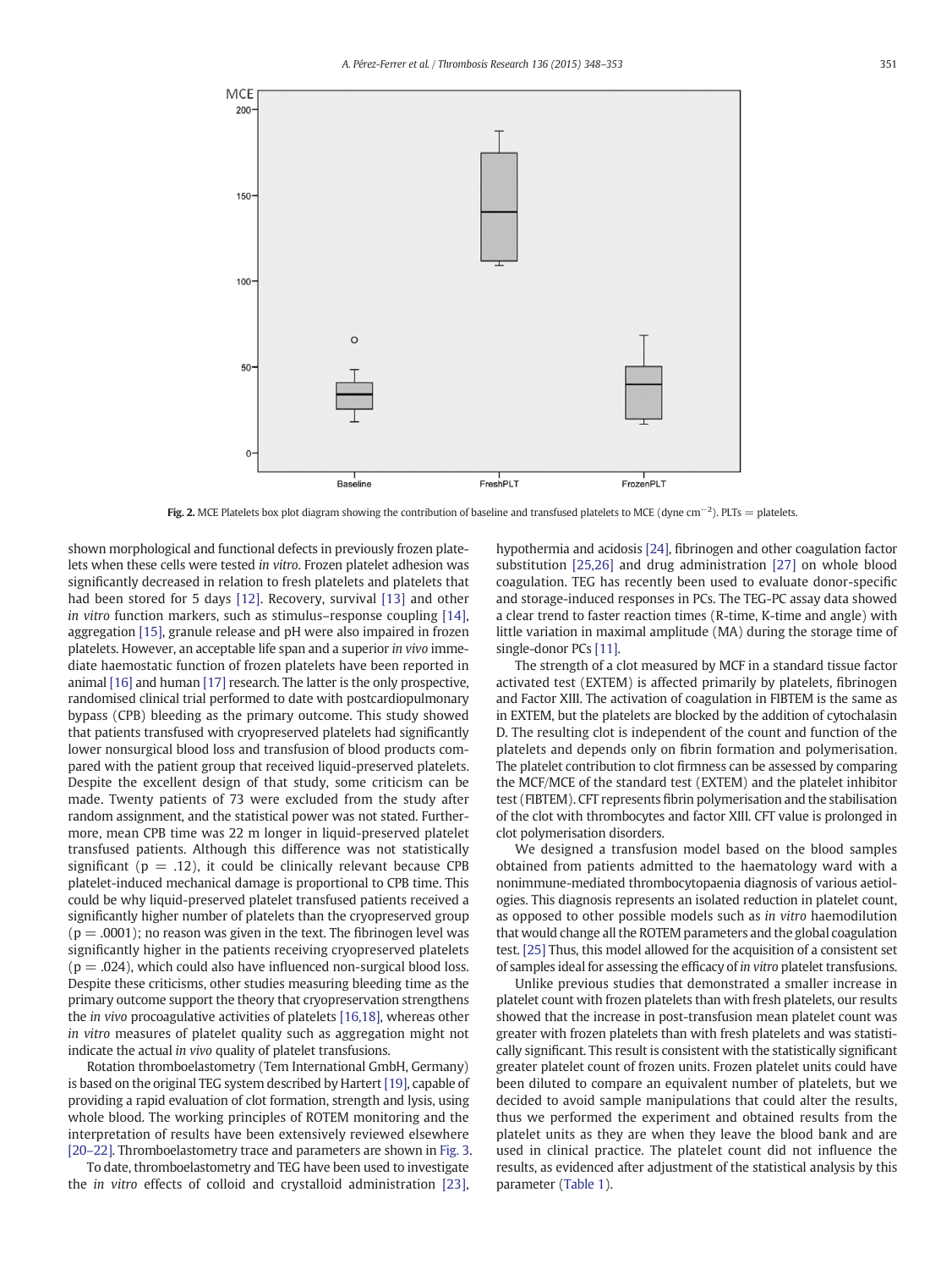MCE

200

150

100

50

0

Baseline

FreshPLT

FrozenPLT

**Fig. 2.** MCE Platelets box plot diagram showing the contribution of baseline and transfused platelets to MCE (dyne $cm^{-2}$). PLTs = platelets.

shown morphological and functional defects in previously frozen platelets when these cells were tested *in vitro*. Frozen platelet adhesion was significantly decreased in relation to fresh platelets and platelets that had been stored for 5 days [12]. Recovery, survival [13] and other *in vitro* function markers, such as stimulus–response coupling [14], aggregation [15], granule release and pH were also impaired in frozen platelets. However, an acceptable life span and a superior *in vivo* immediate haemostatic function of frozen platelets have been reported in animal [16] and human [17] research. The latter is the only prospective, randomised clinical trial performed to date with postcardiopulmonary bypass (CPB) bleeding as the primary outcome. This study showed that patients transfused with cryopreserved platelets had significantly lower nonsurgical blood loss and transfusion of blood products compared with the patient group that received liquid-preserved platelets. Despite the excellent design of that study, some criticism can be made. Twenty patients of 73 were excluded from the study after random assignment, and the statistical power was not stated. Furthermore, mean CPB time was 22 m longer in liquid-preserved platelet transfused patients. Although this difference was not statistically significant ($p = .12$), it could be clinically relevant because CPB platelet-induced mechanical damage is proportional to CPB time. This could be why liquid-preserved platelet transfused patients received a significantly higher number of platelets than the cryopreserved group ($p = .0001$); no reason was given in the text. The fibrinogen level was significantly higher in the patients receiving cryopreserved platelets ($p = .024$), which could also have influenced non-surgical blood loss. Despite these criticisms, other studies measuring bleeding time as the primary outcome support the theory that cryopreservation strengthens the *in vivo* procoagulative activities of platelets [16,18], whereas other *in vitro* measures of platelet quality such as aggregation might not indicate the actual *in vivo* quality of platelet transfusions.

Rotation thromboelastometry (Tem International GmbH, Germany) is based on the original TEG system described by Hartert [19], capable of providing a rapid evaluation of clot formation, strength and lysis, using whole blood. The working principles of ROTEM monitoring and the interpretation of results have been extensively reviewed elsewhere [20–22]. Thromboelastometry trace and parameters are shown in Fig. 3.

To date, thromboelastometry and TEG have been used to investigate the *in vitro* effects of colloid and crystalloid administration [23], hypothermia and acidosis [24], fibrinogen and other coagulation factor substitution [25,26] and drug administration [27] on whole blood coagulation. TEG has recently been used to evaluate donor-specific and storage-induced responses in PCs. The TEG-PC assay data showed a clear trend to faster reaction times (R-time, K-time and angle) with little variation in maximal amplitude (MA) during the storage time of single-donor PCs [11].

The strength of a clot measured by MCF in a standard tissue factor activated test (EXTEM) is affected primarily by platelets, fibrinogen and Factor XIII. The activation of coagulation in FIBTEM is the same as in EXTEM, but the platelets are blocked by the addition of cytochalasin D. The resulting clot is independent of the count and function of the platelets and depends only on fibrin formation and polymerisation. The platelet contribution to clot firmness can be assessed by comparing the MCF/MCE of the standard test (EXTEM) and the platelet inhibitor test (FIBTEM). CFT represents fibrin polymerisation and the stabilisation of the clot with thrombocytes and factor XIII. CFT value is prolonged in clot polymerisation disorders.

We designed a transfusion model based on the blood samples obtained from patients admitted to the haematology ward with a nonimmune-mediated thrombocytopaenia diagnosis of various aetiologies. This diagnosis represents an isolated reduction in platelet count, as opposed to other possible models such as *in vitro* haemodilution that would change all the ROTEM parameters and the global coagulation test. [25] Thus, this model allowed for the acquisition of a consistent set of samples ideal for assessing the efficacy of *in vitro* platelet transfusions.

Unlike previous studies that demonstrated a smaller increase in platelet count with frozen platelets than with fresh platelets, our results showed that the increase in post-transfusion mean platelet count was greater with frozen platelets than with fresh platelets and was statistically significant. This result is consistent with the statistically significant greater platelet count of frozen units. Frozen platelet units could have been diluted to compare an equivalent number of platelets, but we decided to avoid sample manipulations that could alter the results, thus we performed the experiment and obtained results from the platelet units as they are when they leave the blood bank and are used in clinical practice. The platelet count did not influence the results, as evidenced after adjustment of the statistical analysis by this parameter (Table 1).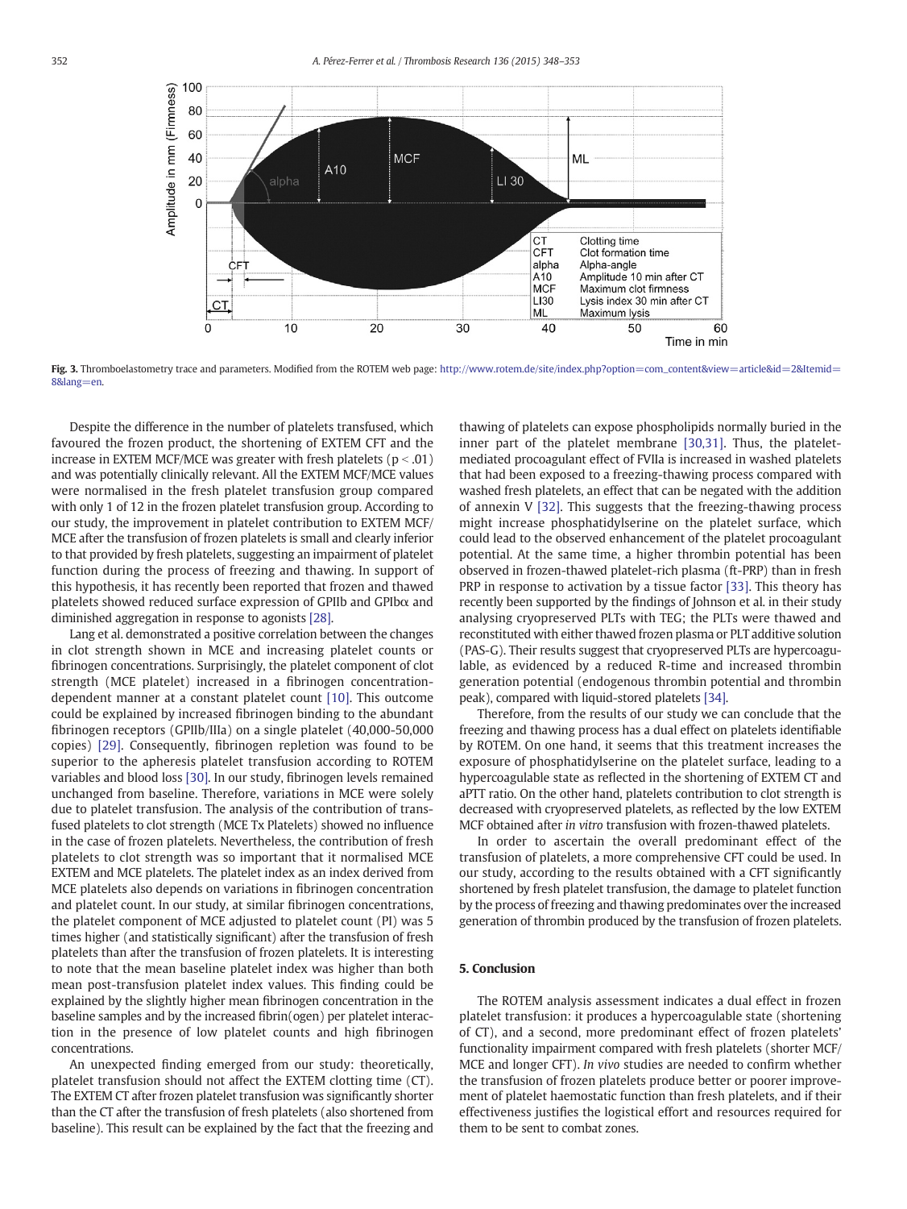Fig. 3. Thromboelastometry trace and parameters. Modified from the ROTEM web page: http://www.rotem.de/site/index.php?option=com_content&view=article&id=2&Itemid=8&lang=en.

Despite the difference in the number of platelets transfused, which favoured the frozen product, the shortening of EXTEM CFT and the increase in EXTEM MCF/MCE was greater with fresh platelets ($p < .01$) and was potentially clinically relevant. All the EXTEM MCF/MCE values were normalised in the fresh platelet transfusion group compared with only 1 of 12 in the frozen platelet transfusion group. According to our study, the improvement in platelet contribution to EXTEM MCF/MCE after the transfusion of frozen platelets is small and clearly inferior to that provided by fresh platelets, suggesting an impairment of platelet function during the process of freezing and thawing. In support of this hypothesis, it has recently been reported that frozen and thawed platelets showed reduced surface expression of GPIIb and GPIbα and diminished aggregation in response to agonists [28].

Lang et al. demonstrated a positive correlation between the changes in clot strength shown in MCE and increasing platelet counts or fibrinogen concentrations. Surprisingly, the platelet component of clot strength (MCE platelet) increased in a fibrinogen concentration-dependent manner at a constant platelet count [10]. This outcome could be explained by increased fibrinogen binding to the abundant fibrinogen receptors (GPIIb/IIIa) on a single platelet (40,000-50,000 copies) [29]. Consequently, fibrinogen repletion was found to be superior to the apheresis platelet transfusion according to ROTEM variables and blood loss [30]. In our study, fibrinogen levels remained unchanged from baseline. Therefore, variations in MCE were solely due to platelet transfusion. The analysis of the contribution of transfused platelets to clot strength (MCE Tx Platelets) showed no influence in the case of frozen platelets. Nevertheless, the contribution of fresh platelets to clot strength was so important that it normalised MCE EXTEM and MCE platelets. The platelet index as an index derived from MCE platelets also depends on variations in fibrinogen concentration and platelet count. In our study, at similar fibrinogen concentrations, the platelet component of MCE adjusted to platelet count (PI) was 5 times higher (and statistically significant) after the transfusion of fresh platelets than after the transfusion of frozen platelets. It is interesting to note that the mean baseline platelet index was higher than both mean post-transfusion platelet index values. This finding could be explained by the slightly higher mean fibrinogen concentration in the baseline samples and by the increased fibrin(ogen) per platelet interaction in the presence of low platelet counts and high fibrinogen concentrations.

An unexpected finding emerged from our study: theoretically, platelet transfusion should not affect the EXTEM clotting time (CT). The EXTEM CT after frozen platelet transfusion was significantly shorter than the CT after the transfusion of fresh platelets (also shortened from baseline). This result can be explained by the fact that the freezing and thawing of platelets can expose phospholipids normally buried in the inner part of the platelet membrane [30,31]. Thus, the platelet-mediated procoagulant effect of FVIIa is increased in washed platelets that had been exposed to a freezing-thawing process compared with washed fresh platelets, an effect that can be negated with the addition of annexin V [32]. This suggests that the freezing-thawing process might increase phosphatidylserine on the platelet surface, which could lead to the observed enhancement of the platelet procoagulant potential. At the same time, a higher thrombin potential has been observed in frozen-thawed platelet-rich plasma (ft-PRP) than in fresh PRP in response to activation by a tissue factor [33]. This theory has recently been supported by the findings of Johnson et al. in their study analysing cryopreserved PLTs with TEG; the PLTs were thawed and reconstituted with either thawed frozen plasma or PLT additive solution (PAS-G). Their results suggest that cryopreserved PLTs are hypercoagulable, as evidenced by a reduced R-time and increased thrombin generation potential (endogenous thrombin potential and thrombin peak), compared with liquid-stored platelets [34].

Therefore, from the results of our study we can conclude that the freezing and thawing process has a dual effect on platelets identifiable by ROTEM. On one hand, it seems that this treatment increases the exposure of phosphatidylserine on the platelet surface, leading to a hypercoagulable state as reflected in the shortening of EXTEM CT and aPTT ratio. On the other hand, platelets contribution to clot strength is decreased with cryopreserved platelets, as reflected by the low EXTEM MCF obtained after *in vitro* transfusion with frozen-thawed platelets.

In order to ascertain the overall predominant effect of the transfusion of platelets, a more comprehensive CFT could be used. In our study, according to the results obtained with a CFT significantly shortened by fresh platelet transfusion, the damage to platelet function by the process of freezing and thawing predominates over the increased generation of thrombin produced by the transfusion of frozen platelets.

## 5. Conclusion

The ROTEM analysis assessment indicates a dual effect in frozen platelet transfusion: it produces a hypercoagulable state (shortening of CT), and a second, more predominant effect of frozen platelets' functionality impairment compared with fresh platelets (shorter MCF/MCE and longer CFT). *In vivo* studies are needed to confirm whether the transfusion of frozen platelets produce better or poorer improvement of platelet haemostatic function than fresh platelets, and if their effectiveness justifies the logistical effort and resources required for them to be sent to combat zones.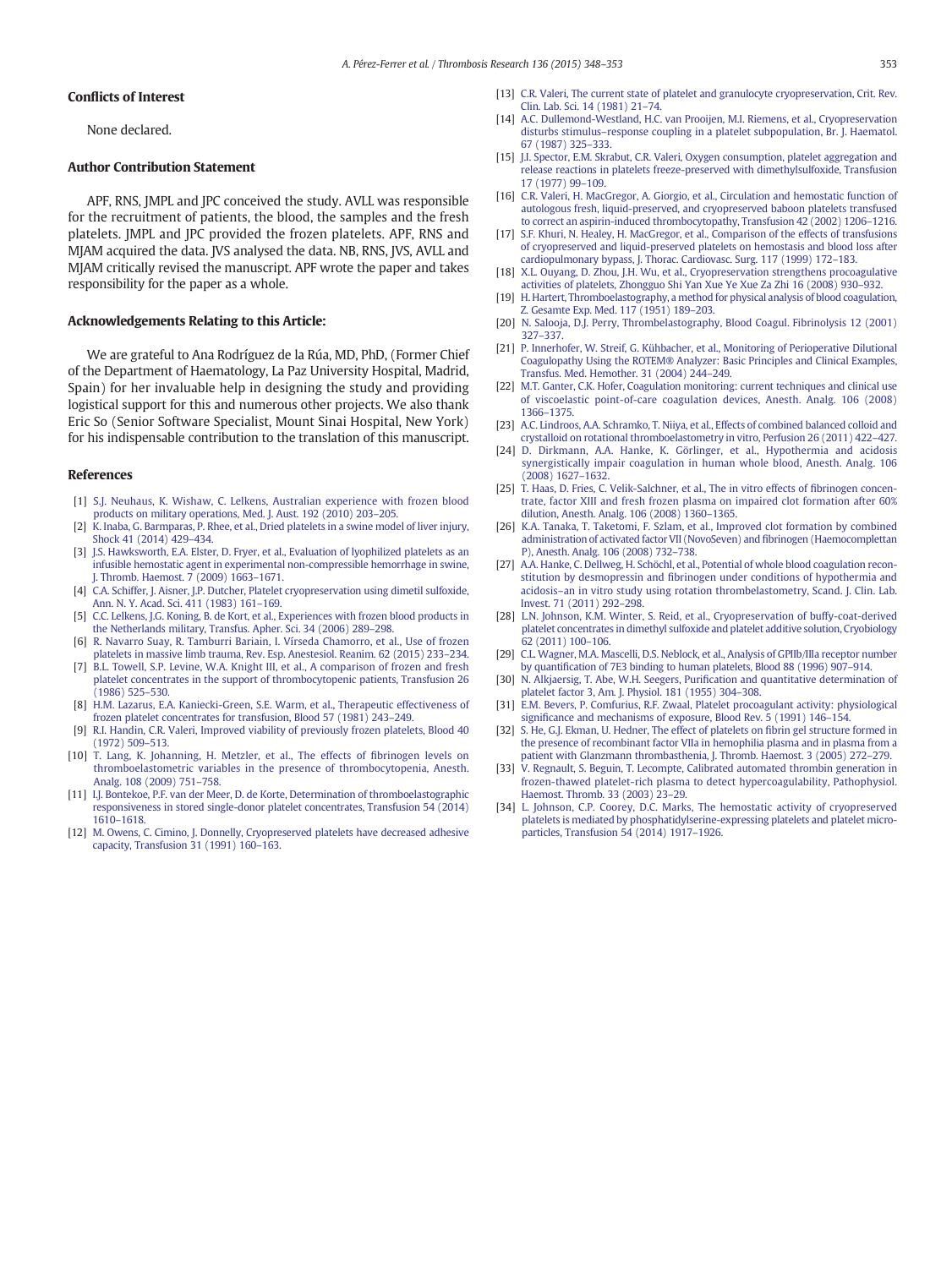## Conflicts of Interest

None declared.

## Author Contribution Statement

APF, RNS, JMPL and JPC conceived the study. AVLL was responsible for the recruitment of patients, the blood, the samples and the fresh platelets. JMPL and JPC provided the frozen platelets. APF, RNS and MJAM acquired the data. JVS analysed the data. NB, RNS, JVS, AVLL and MJAM critically revised the manuscript. APF wrote the paper and takes responsibility for the paper as a whole.

## Acknowledgements Relating to this Article:

We are grateful to Ana Rodríguez de la Rúa, MD, PhD, (Former Chief of the Department of Haematology, La Paz University Hospital, Madrid, Spain) for her invaluable help in designing the study and providing logistical support for this and numerous other projects. We also thank Eric So (Senior Software Specialist, Mount Sinai Hospital, New York) for his indispensable contribution to the translation of this manuscript.

## References

[1] S.J. Neuhaus, K. Wishaw, C. Lelkens, Australian experience with frozen blood products on military operations, Med. J. Aust. 192 (2010) 203–205.

[2] K. Inaba, G. Barmparas, P. Rhee, et al., Dried platelets in a swine model of liver injury, Shock 41 (2014) 429–434.

[3] J.S. Hawksworth, E.A. Elster, D. Fryer, et al., Evaluation of lyophilized platelets as an infusible hemostatic agent in experimental non-compressible hemorrhage in swine, J. Thromb. Haemost. 7 (2009) 1663–1671.

[4] C.A. Schiffer, J. Aisner, J.P. Dutcher, Platelet cryopreservation using dimetil sulfoxide, Ann. N. Y. Acad. Sci. 411 (1983) 161–169.

[5] C.C. Lelkens, J.G. Koning, B. de Kort, et al., Experiences with frozen blood products in the Netherlands military, Transfus. Apher. Sci. 34 (2006) 289–298.

[6] R. Navarro Suay, R. Tamburri Bariain, I. Vírseda Chamorro, et al., Use of frozen platelets in massive limb trauma, Rev. Esp. Anestesiol. Reanim. 62 (2015) 233–234.

[7] B.L. Towell, S.P. Levine, W.A. Knight III, et al., A comparison of frozen and fresh platelet concentrates in the support of thrombocytopenic patients, Transfusion 26 (1986) 525–530.

[8] H.M. Lazarus, E.A. Kaniecki-Green, S.E. Warm, et al., Therapeutic effectiveness of frozen platelet concentrates for transfusion, Blood 57 (1981) 243–249.

[9] R.I. Handin, C.R. Valeri, Improved viability of previously frozen platelets, Blood 40 (1972) 509–513.

[10] T. Lang, K. Johanning, H. Metzler, et al., The effects of fibrinogen levels on thromboelastometric variables in the presence of thrombocytopenia, Anesth. Analg. 108 (2009) 751–758.

[11] I.J. Bontekoe, P.F. van der Meer, D. de Korte, Determination of thromboelastographic responsiveness in stored single-donor platelet concentrates, Transfusion 54 (2014) 1610–1618.

[12] M. Owens, C. Cimino, J. Donnelly, Cryopreserved platelets have decreased adhesive capacity, Transfusion 31 (1991) 160–163.

[13] C.R. Valeri, The current state of platelet and granulocyte cryopreservation, Crit. Rev. Clin. Lab. Sci. 14 (1981) 21–74.

[14] A.C. Dullemond-Westland, H.C. van Prooijen, M.I. Riemens, et al., Cryopreservation disturbs stimulus–response coupling in a platelet subpopulation, Br. J. Haematol. 67 (1987) 325–333.

[15] J.I. Spector, E.M. Skrabut, C.R. Valeri, Oxygen consumption, platelet aggregation and release reactions in platelets freeze-preserved with dimethylsulfoxide, Transfusion 17 (1977) 99–109.

[16] C.R. Valeri, H. MacGregor, A. Giorgio, et al., Circulation and hemostatic function of autologous fresh, liquid-preserved, and cryopreserved baboon platelets transfused to correct an aspirin-induced thrombocytopathy, Transfusion 42 (2002) 1206–1216.

[17] S.F. Khuri, N. Healey, H. MacGregor, et al., Comparison of the effects of transfusions of cryopreserved and liquid-preserved platelets on hemostasis and blood loss after cardiopulmonary bypass, J. Thorac. Cardiovasc. Surg. 117 (1999) 172–183.

[18] X.L. Ouyang, D. Zhou, J.H. Wu, et al., Cryopreservation strengthens procoagulative activities of platelets, Zhongguo Shi Yan Xue Ye Xue Za Zhi 16 (2008) 930–932.

[19] H. Hartert, Thromboelastography, a method for physical analysis of blood coagulation, Z. Gesamte Exp. Med. 117 (1951) 189–203.

[20] N. Salooja, D.J. Perry, Thrombelastography, Blood Coagul. Fibrinolysis 12 (2001) 327–337.

[21] P. Innerhofer, W. Streif, G. Kühbacher, et al., Monitoring of Perioperative Dilutional Coagulopathy Using the ROTEM® Analyzer: Basic Principles and Clinical Examples, Transfus. Med. Hemother. 31 (2004) 244–249.

[22] M.T. Ganter, C.K. Hofer, Coagulation monitoring: current techniques and clinical use of viscoelastic point-of-care coagulation devices, Anesth. Analg. 106 (2008) 1366–1375.

[23] A.C. Lindroos, A.A. Schramko, T. Niiya, et al., Effects of combined balanced colloid and crystalloid on rotational thromboelastometry in vitro, Perfusion 26 (2011) 422–427.

[24] D. Dirkmann, A.A. Hanke, K. Görlinger, et al., Hypothermia and acidosis synergistically impair coagulation in human whole blood, Anesth. Analg. 106 (2008) 1627–1632.

[25] T. Haas, D. Fries, C. Velik-Salchner, et al., The in vitro effects of fibrinogen concentrate, factor XIII and fresh frozen plasma on impaired clot formation after 60% dilution, Anesth. Analg. 106 (2008) 1360–1365.

[26] K.A. Tanaka, T. Taketomi, F. Szlam, et al., Improved clot formation by combined administration of activated factor VII (NovoSeven) and fibrinogen (Haemocomplettan P), Anesth. Analg. 106 (2008) 732–738.

[27] A.A. Hanke, C. Dellweg, H. Schöchl, et al., Potential of whole blood coagulation reconstitution by desmopressin and fibrinogen under conditions of hypothermia and acidosis–an in vitro study using rotation thrombelastometry, Scand. J. Clin. Lab. Invest. 71 (2011) 292–298.

[28] L.N. Johnson, K.M. Winter, S. Reid, et al., Cryopreservation of buffy-coat-derived platelet concentrates in dimethyl sulfoxide and platelet additive solution, Cryobiology 62 (2011) 100–106.

[29] C.L. Wagner, M.A. Mascelli, D.S. Neblock, et al., Analysis of GPIIb/IIIa receptor number by quantification of 7E3 binding to human platelets, Blood 88 (1996) 907–914.

[30] N. Alkjaersig, T. Abe, W.H. Seegers, Purification and quantitative determination of platelet factor 3, Am. J. Physiol. 181 (1955) 304–308.

[31] E.M. Bevers, P. Comfurius, R.F. Zwaal, Platelet procoagulant activity: physiological significance and mechanisms of exposure, Blood Rev. 5 (1991) 146–154.

[32] S. He, G.J. Ekman, U. Hedner, The effect of platelets on fibrin gel structure formed in the presence of recombinant factor VIIa in hemophilia plasma and in plasma from a patient with Glanzmann thrombasthenia, J. Thromb. Haemost. 3 (2005) 272–279.

[33] V. Regnault, S. Beguin, T. Lecompte, Calibrated automated thrombin generation in frozen-thawed platelet-rich plasma to detect hypercoagulability, Pathophysiol. Haemost. Thromb. 33 (2003) 23–29.

[34] L. Johnson, C.P. Coorey, D.C. Marks, The hemostatic activity of cryopreserved platelets is mediated by phosphatidylserine-expressing platelets and platelet microparticles, Transfusion 54 (2014) 1917–1926.